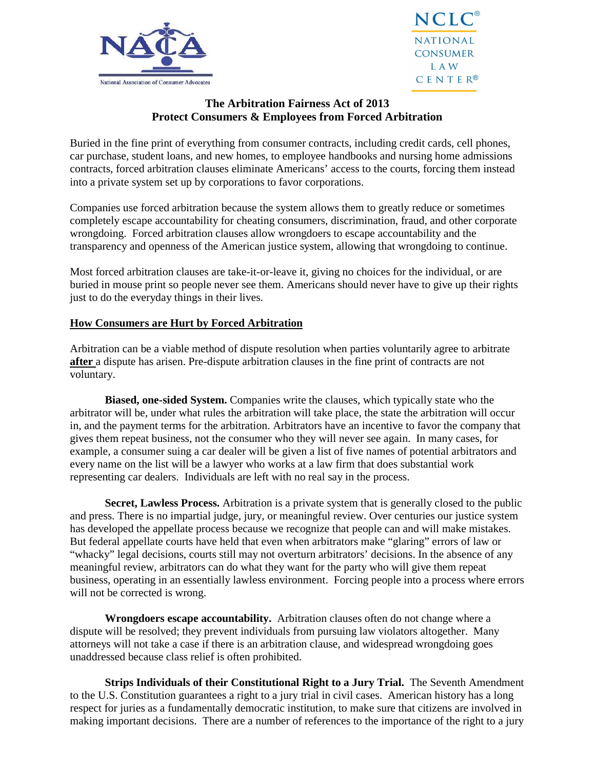NACA

National Association of Consumer Advocates

NCLC®
NATIONAL CONSUMER LAW CENTER®

# The Arbitration Fairness Act of 2013
# Protect Consumers & Employees from Forced Arbitration

Buried in the fine print of everything from consumer contracts, including credit cards, cell phones, car purchase, student loans, and new homes, to employee handbooks and nursing home admissions contracts, forced arbitration clauses eliminate Americans' access to the courts, forcing them instead into a private system set up by corporations to favor corporations.

Companies use forced arbitration because the system allows them to greatly reduce or sometimes completely escape accountability for cheating consumers, discrimination, fraud, and other corporate wrongdoing. Forced arbitration clauses allow wrongdoers to escape accountability and the transparency and openness of the American justice system, allowing that wrongdoing to continue.

Most forced arbitration clauses are take-it-or-leave it, giving no choices for the individual, or are buried in mouse print so people never see them. Americans should never have to give up their rights just to do the everyday things in their lives.

## How Consumers are Hurt by Forced Arbitration

Arbitration can be a viable method of dispute resolution when parties voluntarily agree to arbitrate **after** a dispute has arisen. Pre-dispute arbitration clauses in the fine print of contracts are not voluntary.

**Biased, one-sided System.** Companies write the clauses, which typically state who the arbitrator will be, under what rules the arbitration will take place, the state the arbitration will occur in, and the payment terms for the arbitration. Arbitrators have an incentive to favor the company that gives them repeat business, not the consumer who they will never see again. In many cases, for example, a consumer suing a car dealer will be given a list of five names of potential arbitrators and every name on the list will be a lawyer who works at a law firm that does substantial work representing car dealers. Individuals are left with no real say in the process.

**Secret, Lawless Process.** Arbitration is a private system that is generally closed to the public and press. There is no impartial judge, jury, or meaningful review. Over centuries our justice system has developed the appellate process because we recognize that people can and will make mistakes. But federal appellate courts have held that even when arbitrators make "glaring" errors of law or "whacky" legal decisions, courts still may not overturn arbitrators' decisions. In the absence of any meaningful review, arbitrators can do what they want for the party who will give them repeat business, operating in an essentially lawless environment. Forcing people into a process where errors will not be corrected is wrong.

**Wrongdoers escape accountability.** Arbitration clauses often do not change where a dispute will be resolved; they prevent individuals from pursuing law violators altogether. Many attorneys will not take a case if there is an arbitration clause, and widespread wrongdoing goes unaddressed because class relief is often prohibited.

**Strips Individuals of their Constitutional Right to a Jury Trial.** The Seventh Amendment to the U.S. Constitution guarantees a right to a jury trial in civil cases. American history has a long respect for juries as a fundamentally democratic institution, to make sure that citizens are involved in making important decisions. There are a number of references to the importance of the right to a jury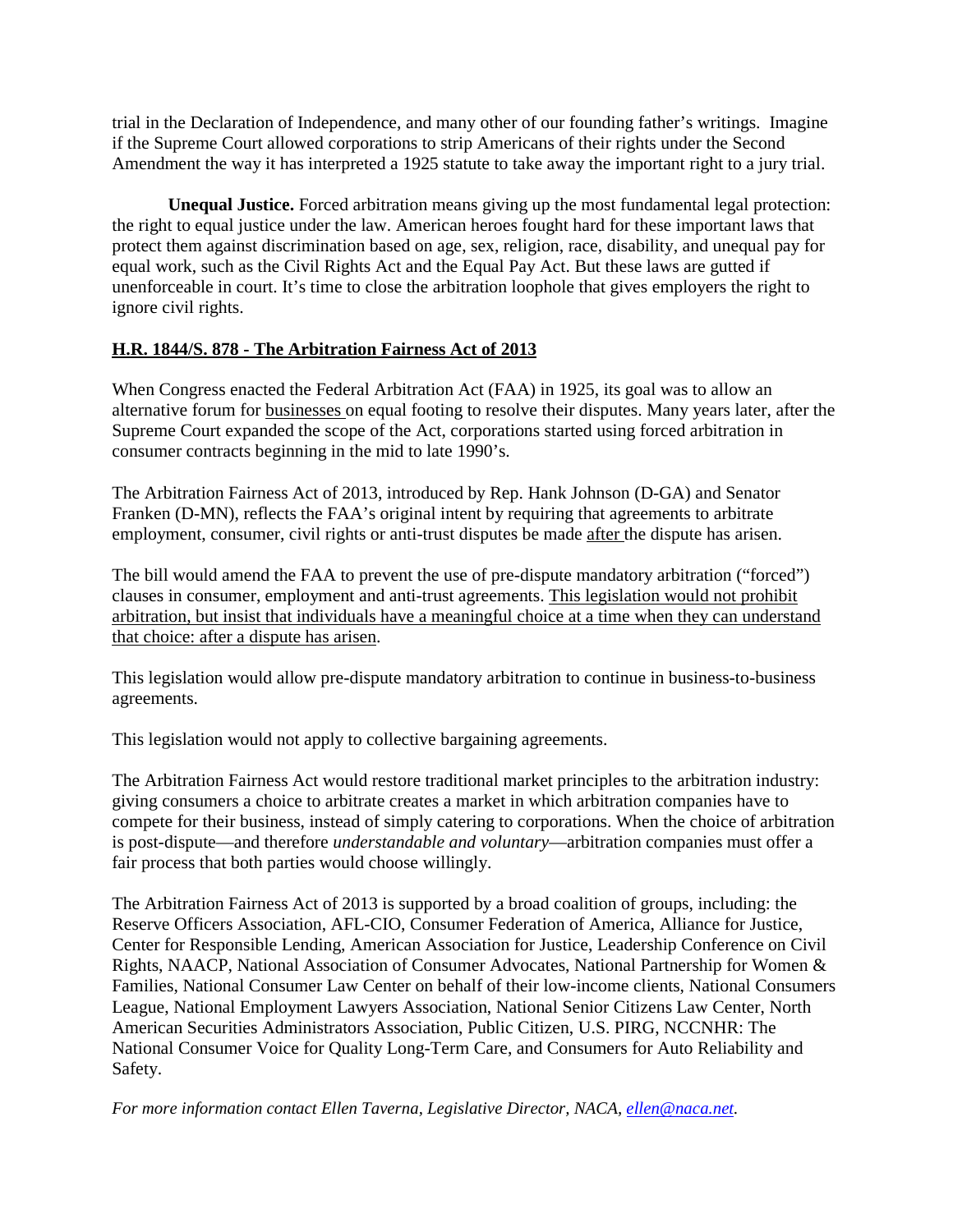trial in the Declaration of Independence, and many other of our founding father's writings. Imagine if the Supreme Court allowed corporations to strip Americans of their rights under the Second Amendment the way it has interpreted a 1925 statute to take away the important right to a jury trial.

**Unequal Justice.** Forced arbitration means giving up the most fundamental legal protection: the right to equal justice under the law. American heroes fought hard for these important laws that protect them against discrimination based on age, sex, religion, race, disability, and unequal pay for equal work, such as the Civil Rights Act and the Equal Pay Act. But these laws are gutted if unenforceable in court. It's time to close the arbitration loophole that gives employers the right to ignore civil rights.

## H.R. 1844/S. 878 - The Arbitration Fairness Act of 2013

When Congress enacted the Federal Arbitration Act (FAA) in 1925, its goal was to allow an alternative forum for businesses on equal footing to resolve their disputes. Many years later, after the Supreme Court expanded the scope of the Act, corporations started using forced arbitration in consumer contracts beginning in the mid to late 1990's.

The Arbitration Fairness Act of 2013, introduced by Rep. Hank Johnson (D-GA) and Senator Franken (D-MN), reflects the FAA's original intent by requiring that agreements to arbitrate employment, consumer, civil rights or anti-trust disputes be made after the dispute has arisen.

The bill would amend the FAA to prevent the use of pre-dispute mandatory arbitration ("forced") clauses in consumer, employment and anti-trust agreements. This legislation would not prohibit arbitration, but insist that individuals have a meaningful choice at a time when they can understand that choice: after a dispute has arisen.

This legislation would allow pre-dispute mandatory arbitration to continue in business-to-business agreements.

This legislation would not apply to collective bargaining agreements.

The Arbitration Fairness Act would restore traditional market principles to the arbitration industry: giving consumers a choice to arbitrate creates a market in which arbitration companies have to compete for their business, instead of simply catering to corporations. When the choice of arbitration is post-dispute—and therefore *understandable and voluntary*—arbitration companies must offer a fair process that both parties would choose willingly.

The Arbitration Fairness Act of 2013 is supported by a broad coalition of groups, including: the Reserve Officers Association, AFL-CIO, Consumer Federation of America, Alliance for Justice, Center for Responsible Lending, American Association for Justice, Leadership Conference on Civil Rights, NAACP, National Association of Consumer Advocates, National Partnership for Women & Families, National Consumer Law Center on behalf of their low-income clients, National Consumers League, National Employment Lawyers Association, National Senior Citizens Law Center, North American Securities Administrators Association, Public Citizen, U.S. PIRG, NCCNHR: The National Consumer Voice for Quality Long-Term Care, and Consumers for Auto Reliability and Safety.

*For more information contact Ellen Taverna, Legislative Director, NACA, ellen@naca.net.*